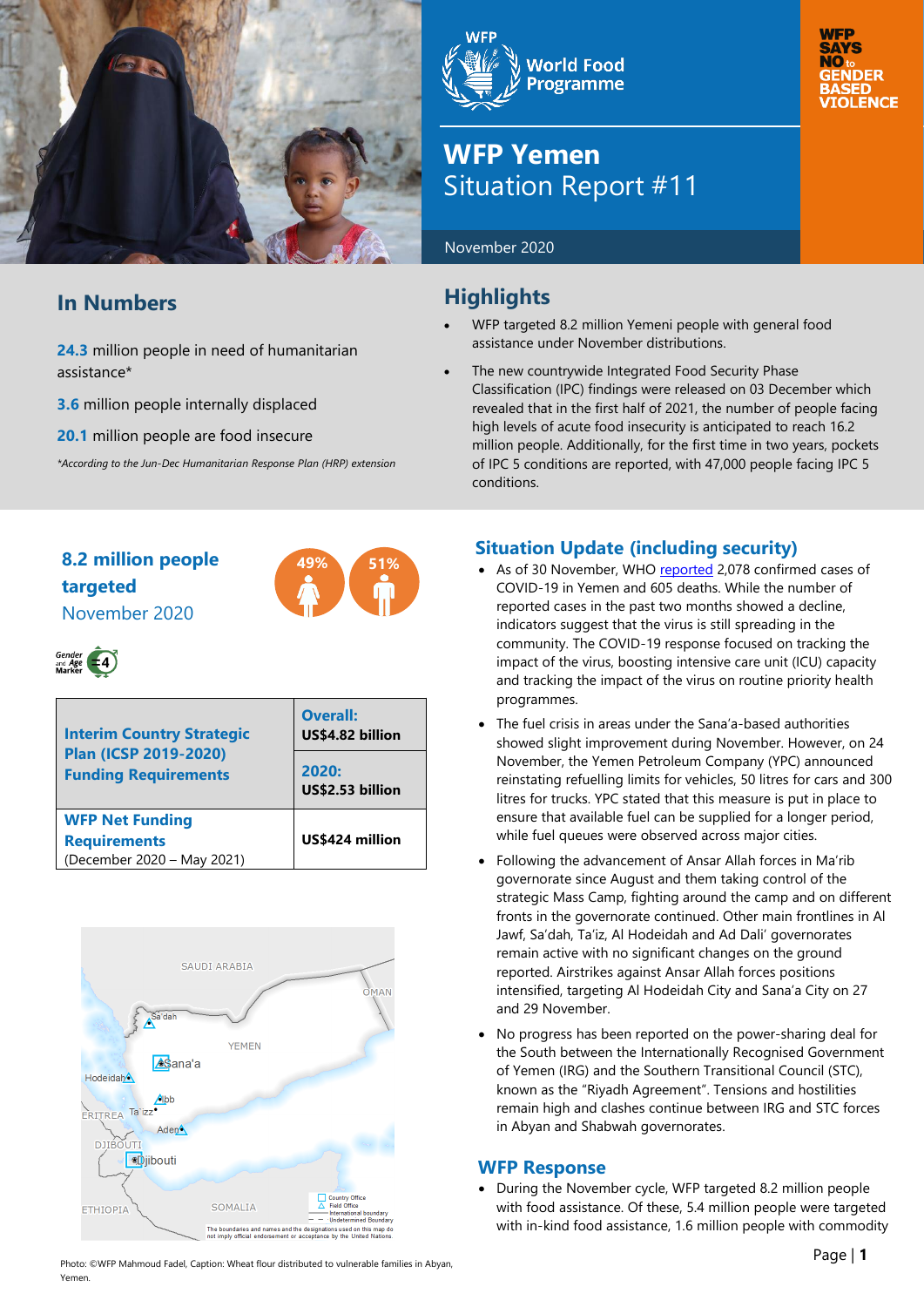# WFP Yemen Situation Report #11

November 2020

WFP SAYS NO to GENDER BASED VIOLENCE

## In Numbers

**24.3** million people in need of humanitarian assistance*

**3.6** million people internally displaced

**20.1** million people are food insecure

*According to the Jun-Dec Humanitarian Response Plan (HRP) extension*

## Highlights

- WFP targeted 8.2 million Yemeni people with general food assistance under November distributions.
- The new countrywide Integrated Food Security Phase Classification (IPC) findings were released on 03 December which revealed that in the first half of 2021, the number of people facing high levels of acute food insecurity is anticipated to reach 16.2 million people. Additionally, for the first time in two years, pockets of IPC 5 conditions are reported, with 47,000 people facing IPC 5 conditions.

**8.2 million people targeted**
November 2020

49% 51%

Gender and Age Marker 4

| **Interim Country Strategic Plan (ICSP 2019-2020) Funding Requirements** | **Overall:** US$4.82 billion |
|---|---|
| | **2020:** US$2.53 billion |
| **WFP Net Funding Requirements** (December 2020 – May 2021) | **US$424 million** |

## Situation Update (including security)

- As of 30 November, WHO reported 2,078 confirmed cases of COVID-19 in Yemen and 605 deaths. While the number of reported cases in the past two months showed a decline, indicators suggest that the virus is still spreading in the community. The COVID-19 response focused on tracking the impact of the virus, boosting intensive care unit (ICU) capacity and tracking the impact of the virus on routine priority health programmes.
- The fuel crisis in areas under the Sana'a-based authorities showed slight improvement during November. However, on 24 November, the Yemen Petroleum Company (YPC) announced reinstating refuelling limits for vehicles, 50 litres for cars and 300 litres for trucks. YPC stated that this measure is put in place to ensure that available fuel can be supplied for a longer period, while fuel queues were observed across major cities.
- Following the advancement of Ansar Allah forces in Ma'rib governorate since August and them taking control of the strategic Mass Camp, fighting around the camp and on different fronts in the governorate continued. Other main frontlines in Al Jawf, Sa'dah, Ta'iz, Al Hodeidah and Ad Dali' governorates remain active with no significant changes on the ground reported. Airstrikes against Ansar Allah forces positions intensified, targeting Al Hodeidah City and Sana'a City on 27 and 29 November.
- No progress has been reported on the power-sharing deal for the South between the Internationally Recognised Government of Yemen (IRG) and the Southern Transitional Council (STC), known as the "Riyadh Agreement". Tensions and hostilities remain high and clashes continue between IRG and STC forces in Abyan and Shabwah governorates.

## WFP Response

- During the November cycle, WFP targeted 8.2 million people with food assistance. Of these, 5.4 million people were targeted with in-kind food assistance, 1.6 million people with commodity

Photo: ©WFP Mahmoud Fadel, Caption: Wheat flour distributed to vulnerable families in Abyan, Yemen.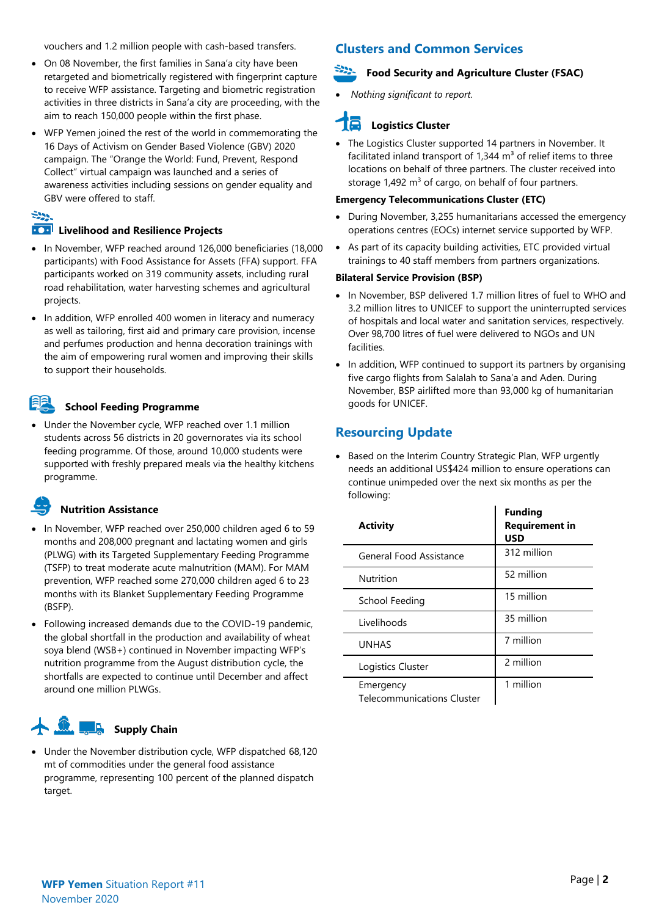vouchers and 1.2 million people with cash-based transfers.

- On 08 November, the first families in Sana'a city have been retargeted and biometrically registered with fingerprint capture to receive WFP assistance. Targeting and biometric registration activities in three districts in Sana'a city are proceeding, with the aim to reach 150,000 people within the first phase.
- WFP Yemen joined the rest of the world in commemorating the 16 Days of Activism on Gender Based Violence (GBV) 2020 campaign. The "Orange the World: Fund, Prevent, Respond Collect" virtual campaign was launched and a series of awareness activities including sessions on gender equality and GBV were offered to staff.

### Livelihood and Resilience Projects

- In November, WFP reached around 126,000 beneficiaries (18,000 participants) with Food Assistance for Assets (FFA) support. FFA participants worked on 319 community assets, including rural road rehabilitation, water harvesting schemes and agricultural projects.
- In addition, WFP enrolled 400 women in literacy and numeracy as well as tailoring, first aid and primary care provision, incense and perfumes production and henna decoration trainings with the aim of empowering rural women and improving their skills to support their households.

### School Feeding Programme

- Under the November cycle, WFP reached over 1.1 million students across 56 districts in 20 governorates via its school feeding programme. Of those, around 10,000 students were supported with freshly prepared meals via the healthy kitchens programme.

### Nutrition Assistance

- In November, WFP reached over 250,000 children aged 6 to 59 months and 208,000 pregnant and lactating women and girls (PLWG) with its Targeted Supplementary Feeding Programme (TSFP) to treat moderate acute malnutrition (MAM). For MAM prevention, WFP reached some 270,000 children aged 6 to 23 months with its Blanket Supplementary Feeding Programme (BSFP).
- Following increased demands due to the COVID-19 pandemic, the global shortfall in the production and availability of wheat soya blend (WSB+) continued in November impacting WFP's nutrition programme from the August distribution cycle, the shortfalls are expected to continue until December and affect around one million PLWGs.

### Supply Chain

- Under the November distribution cycle, WFP dispatched 68,120 mt of commodities under the general food assistance programme, representing 100 percent of the planned dispatch target.

## Clusters and Common Services

### Food Security and Agriculture Cluster (FSAC)

- *Nothing significant to report.*

### Logistics Cluster

- The Logistics Cluster supported 14 partners in November. It facilitated inland transport of 1,344 m$^3$ of relief items to three locations on behalf of three partners. The cluster received into storage 1,492 m$^3$ of cargo, on behalf of four partners.

**Emergency Telecommunications Cluster (ETC)**

- During November, 3,255 humanitarians accessed the emergency operations centres (EOCs) internet service supported by WFP.
- As part of its capacity building activities, ETC provided virtual trainings to 40 staff members from partners organizations.

**Bilateral Service Provision (BSP)**

- In November, BSP delivered 1.7 million litres of fuel to WHO and 3.2 million litres to UNICEF to support the uninterrupted services of hospitals and local water and sanitation services, respectively. Over 98,700 litres of fuel were delivered to NGOs and UN facilities.
- In addition, WFP continued to support its partners by organising five cargo flights from Salalah to Sana'a and Aden. During November, BSP airlifted more than 93,000 kg of humanitarian goods for UNICEF.

## Resourcing Update

- Based on the Interim Country Strategic Plan, WFP urgently needs an additional US$424 million to ensure operations can continue unimpeded over the next six months as per the following:

| Activity | Funding Requirement in USD |
|---|---|
| General Food Assistance | 312 million |
| Nutrition | 52 million |
| School Feeding | 15 million |
| Livelihoods | 35 million |
| UNHAS | 7 million |
| Logistics Cluster | 2 million |
| Emergency Telecommunications Cluster | 1 million |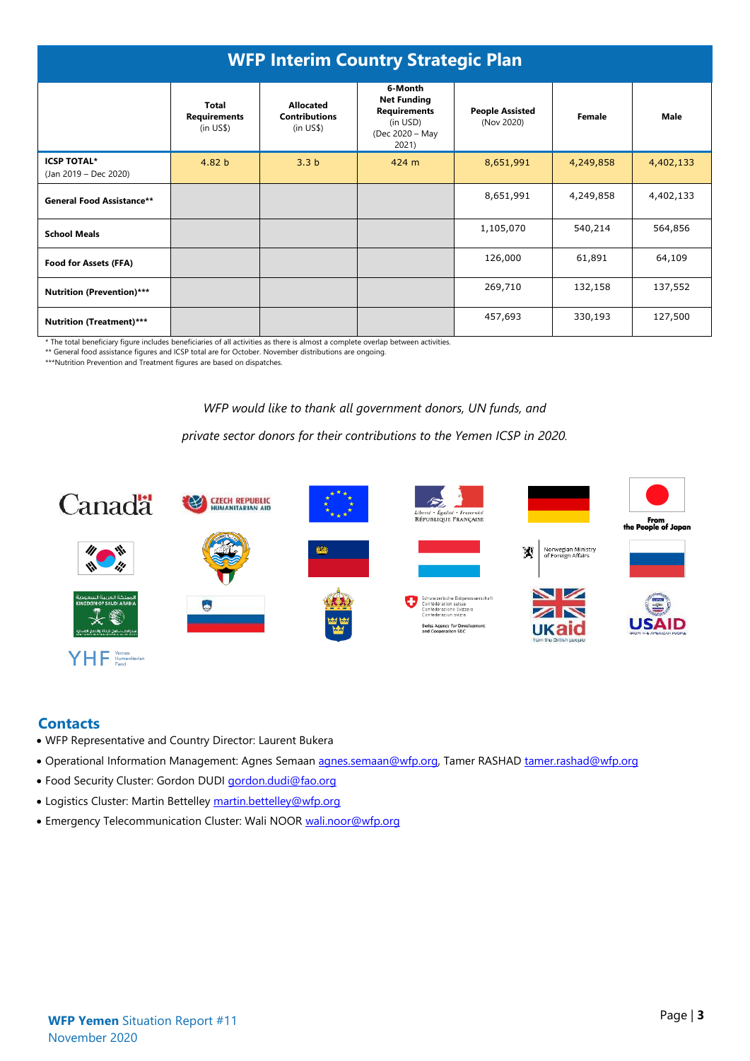## WFP Interim Country Strategic Plan

| | Total Requirements (in US$) | Allocated Contributions (in US$) | 6-Month Net Funding Requirements (in USD) (Dec 2020 – May 2021) | People Assisted (Nov 2020) | Female | Male |
|---|---|---|---|---|---|---|
| **ICSP TOTAL*** (Jan 2019 – Dec 2020) | 4.82 b | 3.3 b | 424 m | 8,651,991 | 4,249,858 | 4,402,133 |
| **General Food Assistance**** | | | | 8,651,991 | 4,249,858 | 4,402,133 |
| **School Meals** | | | | 1,105,070 | 540,214 | 564,856 |
| **Food for Assets (FFA)** | | | | 126,000 | 61,891 | 64,109 |
| **Nutrition (Prevention)***** | | | | 269,710 | 132,158 | 137,552 |
| **Nutrition (Treatment)***** | | | | 457,693 | 330,193 | 127,500 |

\* The total beneficiary figure includes beneficiaries of all activities as there is almost a complete overlap between activities.
** General food assistance figures and ICSP total are for October. November distributions are ongoing.
***Nutrition Prevention and Treatment figures are based on dispatches.

*WFP would like to thank all government donors, UN funds, and*

*private sector donors for their contributions to the Yemen ICSP in 2020.*

## Contacts

- WFP Representative and Country Director: Laurent Bukera
- Operational Information Management: Agnes Semaan agnes.semaan@wfp.org, Tamer RASHAD tamer.rashad@wfp.org
- Food Security Cluster: Gordon DUDI gordon.dudi@fao.org
- Logistics Cluster: Martin Bettelley martin.bettelley@wfp.org
- Emergency Telecommunication Cluster: Wali NOOR wali.noor@wfp.org